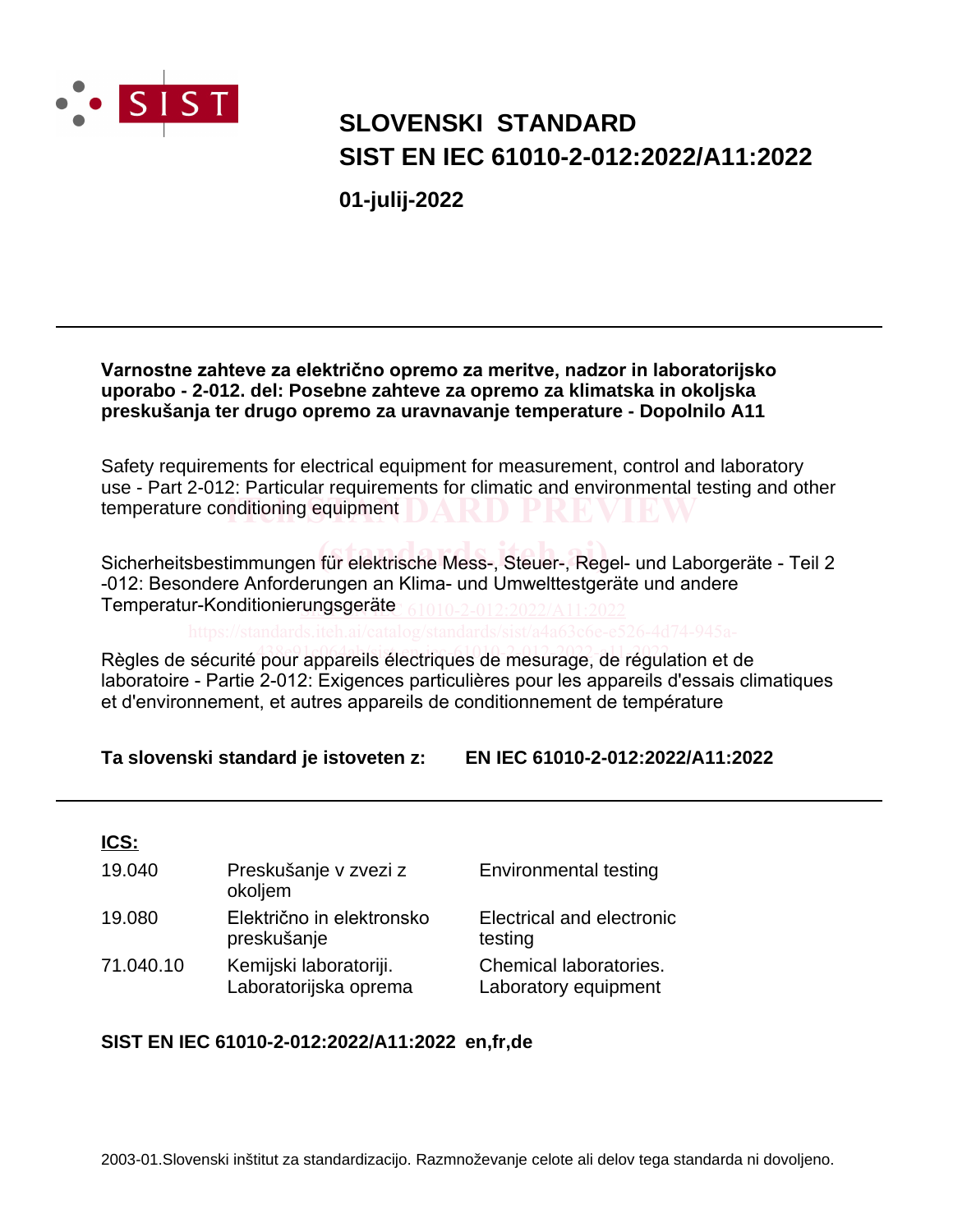# SLOVENSKI STANDARD
# SIST EN IEC 61010-2-012:2022/A11:2022

**01-julij-2022**

---

**Varnostne zahteve za električno opremo za meritve, nadzor in laboratorijsko uporabo - 2-012. del: Posebne zahteve za opremo za klimatska in okoljska preskušanja ter drugo opremo za uravnavanje temperature - Dopolnilo A11**

Safety requirements for electrical equipment for measurement, control and laboratory use - Part 2-012: Particular requirements for climatic and environmental testing and other temperature conditioning equipment

Sicherheitsbestimmungen für elektrische Mess-, Steuer-, Regel- und Laborgeräte - Teil 2 -012: Besondere Anforderungen an Klima- und Umwelttestgeräte und andere Temperatur-Konditionierungsgeräte

Règles de sécurité pour appareils électriques de mesurage, de régulation et de laboratoire - Partie 2-012: Exigences particulières pour les appareils d'essais climatiques et d'environnement, et autres appareils de conditionnement de température

**Ta slovenski standard je istoveten z: EN IEC 61010-2-012:2022/A11:2022**

---

**ICS:**

| | | |
|---|---|---|
| 19.040 | Preskušanje v zvezi z okoljem | Environmental testing |
| 19.080 | Električno in elektronsko preskušanje | Electrical and electronic testing |
| 71.040.10 | Kemijski laboratoriji. Laboratorijska oprema | Chemical laboratories. Laboratory equipment |

**SIST EN IEC 61010-2-012:2022/A11:2022 en,fr,de**

2003-01.Slovenski inštitut za standardizacijo. Razmnoževanje celote ali delov tega standarda ni dovoljeno.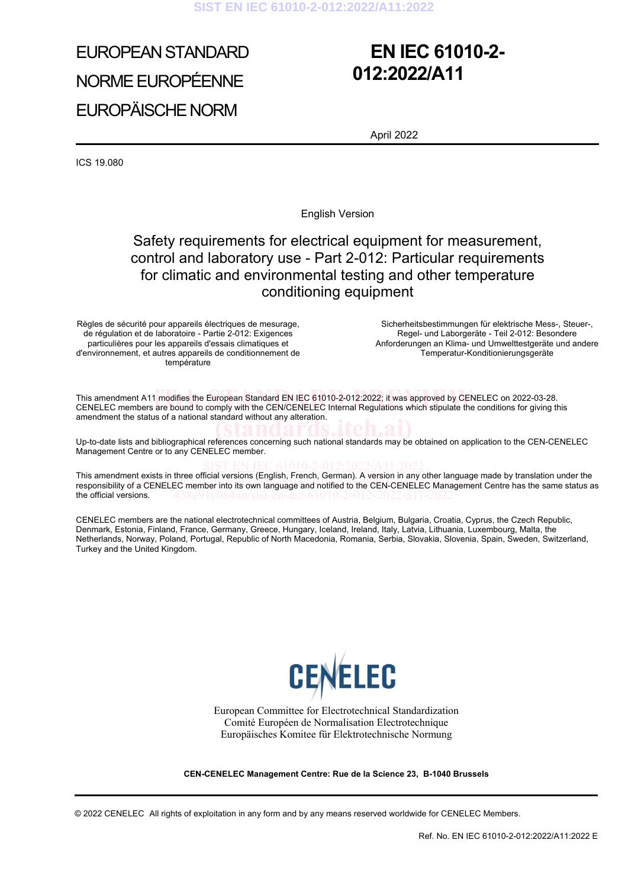# EUROPEAN STANDARD

# NORME EUROPÉENNE

# EUROPÄISCHE NORM

# EN IEC 61010-2-012:2022/A11

April 2022

ICS 19.080

English Version

## Safety requirements for electrical equipment for measurement, control and laboratory use - Part 2-012: Particular requirements for climatic and environmental testing and other temperature conditioning equipment

Règles de sécurité pour appareils électriques de mesurage, de régulation et de laboratoire - Partie 2-012: Exigences particulières pour les appareils d'essais climatiques et d'environnement, et autres appareils de conditionnement de température

Sicherheitsbestimmungen für elektrische Mess-, Steuer-, Regel- und Laborgeräte - Teil 2-012: Besondere Anforderungen an Klima- und Umwelttestgeräte und andere Temperatur-Konditionierungsgeräte

This amendment A11 modifies the European Standard EN IEC 61010-2-012:2022; it was approved by CENELEC on 2022-03-28. CENELEC members are bound to comply with the CEN/CENELEC Internal Regulations which stipulate the conditions for giving this amendment the status of a national standard without any alteration.

Up-to-date lists and bibliographical references concerning such national standards may be obtained on application to the CEN-CENELEC Management Centre or to any CENELEC member.

This amendment exists in three official versions (English, French, German). A version in any other language made by translation under the responsibility of a CENELEC member into its own language and notified to the CEN-CENELEC Management Centre has the same status as the official versions.

CENELEC members are the national electrotechnical committees of Austria, Belgium, Bulgaria, Croatia, Cyprus, the Czech Republic, Denmark, Estonia, Finland, France, Germany, Greece, Hungary, Iceland, Ireland, Italy, Latvia, Lithuania, Luxembourg, Malta, the Netherlands, Norway, Poland, Portugal, Republic of North Macedonia, Romania, Serbia, Slovakia, Slovenia, Spain, Sweden, Switzerland, Turkey and the United Kingdom.

CENELEC

European Committee for Electrotechnical Standardization
Comité Européen de Normalisation Electrotechnique
Europäisches Komitee für Elektrotechnische Normung

**CEN-CENELEC Management Centre: Rue de la Science 23, B-1040 Brussels**

© 2022 CENELEC All rights of exploitation in any form and by any means reserved worldwide for CENELEC Members.

Ref. No. EN IEC 61010-2-012:2022/A11:2022 E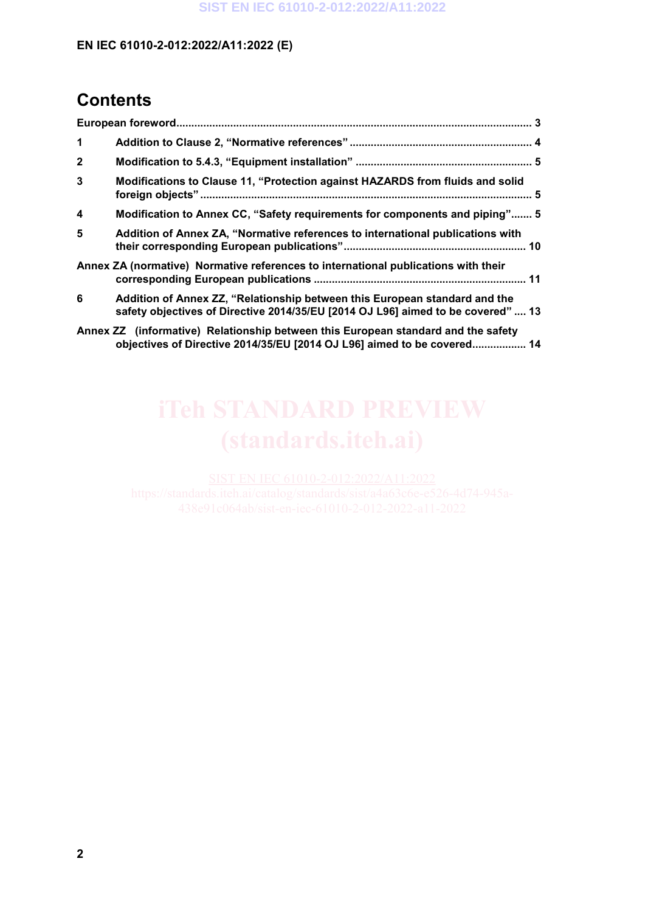## Contents

European foreword ............................................................................................................. 3

1 Addition to Clause 2, "Normative references" ............................................................. 4

2 Modification to 5.4.3, "Equipment installation" ........................................................... 5

3 Modifications to Clause 11, "Protection against HAZARDS from fluids and solid foreign objects" ............................................................................................................. 5

4 Modification to Annex CC, "Safety requirements for components and piping"....... 5

5 Addition of Annex ZA, "Normative references to international publications with their corresponding European publications"............................................................ 10

Annex ZA (normative) Normative references to international publications with their corresponding European publications ...................................................................... 11

6 Addition of Annex ZZ, "Relationship between this European standard and the safety objectives of Directive 2014/35/EU [2014 OJ L96] aimed to be covered" .... 13

Annex ZZ (informative) Relationship between this European standard and the safety objectives of Directive 2014/35/EU [2014 OJ L96] aimed to be covered.................. 14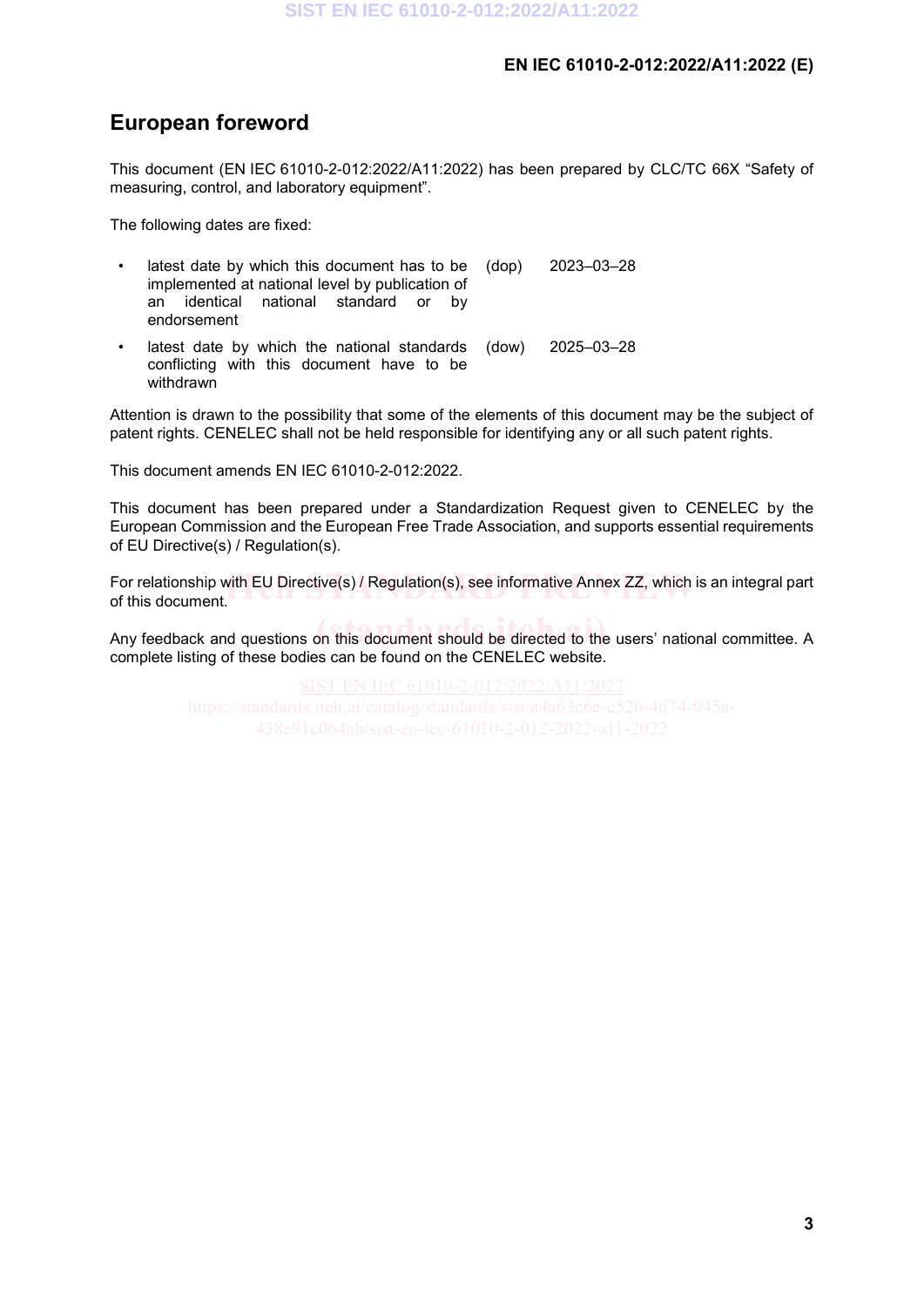## European foreword

This document (EN IEC 61010-2-012:2022/A11:2022) has been prepared by CLC/TC 66X "Safety of measuring, control, and laboratory equipment".

The following dates are fixed:

- latest date by which this document has to be implemented at national level by publication of an identical national standard or by endorsement (dop) 2023–03–28
- latest date by which the national standards conflicting with this document have to be withdrawn (dow) 2025–03–28

Attention is drawn to the possibility that some of the elements of this document may be the subject of patent rights. CENELEC shall not be held responsible for identifying any or all such patent rights.

This document amends EN IEC 61010-2-012:2022.

This document has been prepared under a Standardization Request given to CENELEC by the European Commission and the European Free Trade Association, and supports essential requirements of EU Directive(s) / Regulation(s).

For relationship with EU Directive(s) / Regulation(s), see informative Annex ZZ, which is an integral part of this document.

Any feedback and questions on this document should be directed to the users' national committee. A complete listing of these bodies can be found on the CENELEC website.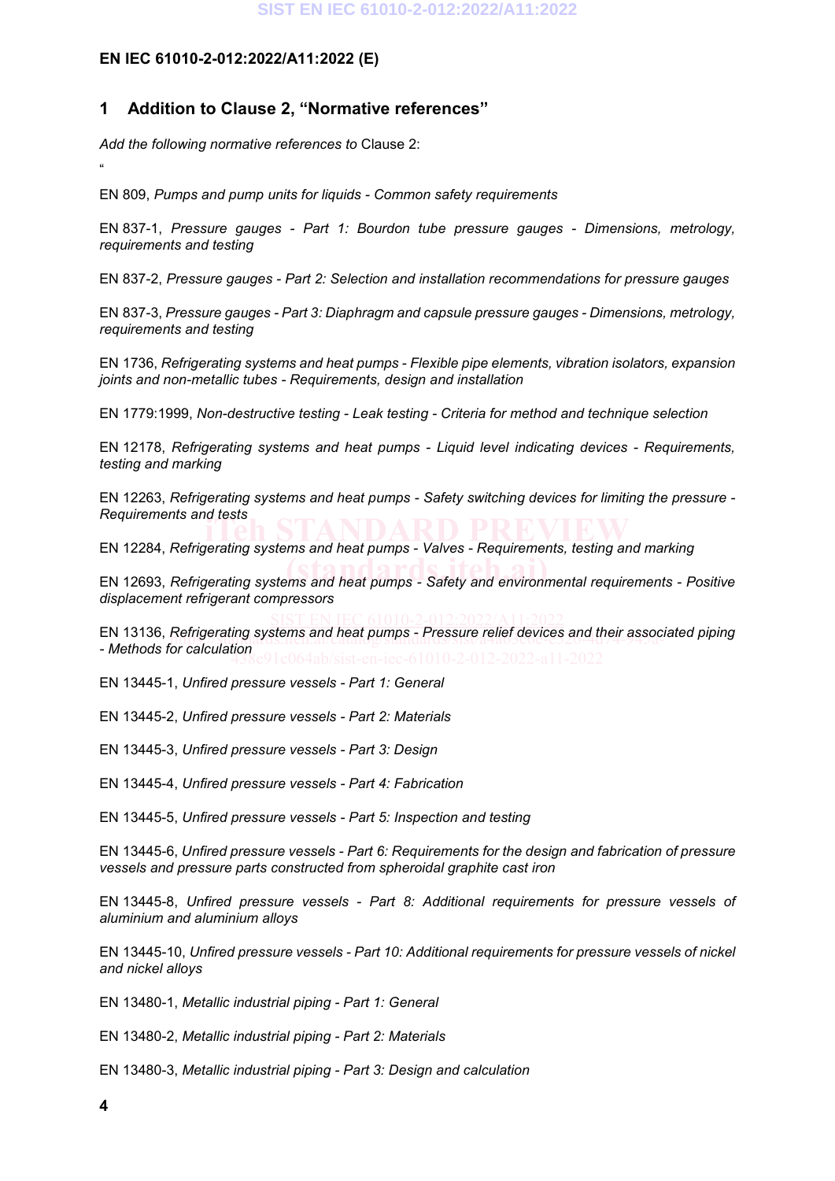**EN IEC 61010-2-012:2022/A11:2022 (E)**

## 1 Addition to Clause 2, "Normative references"

*Add the following normative references to* Clause 2:

"

EN 809, *Pumps and pump units for liquids - Common safety requirements*

EN 837-1, *Pressure gauges - Part 1: Bourdon tube pressure gauges - Dimensions, metrology, requirements and testing*

EN 837-2, *Pressure gauges - Part 2: Selection and installation recommendations for pressure gauges*

EN 837-3, *Pressure gauges - Part 3: Diaphragm and capsule pressure gauges - Dimensions, metrology, requirements and testing*

EN 1736, *Refrigerating systems and heat pumps - Flexible pipe elements, vibration isolators, expansion joints and non-metallic tubes - Requirements, design and installation*

EN 1779:1999, *Non-destructive testing - Leak testing - Criteria for method and technique selection*

EN 12178, *Refrigerating systems and heat pumps - Liquid level indicating devices - Requirements, testing and marking*

EN 12263, *Refrigerating systems and heat pumps - Safety switching devices for limiting the pressure - Requirements and tests*

EN 12284, *Refrigerating systems and heat pumps - Valves - Requirements, testing and marking*

EN 12693, *Refrigerating systems and heat pumps - Safety and environmental requirements - Positive displacement refrigerant compressors*

EN 13136, *Refrigerating systems and heat pumps - Pressure relief devices and their associated piping - Methods for calculation*

EN 13445-1, *Unfired pressure vessels - Part 1: General*

EN 13445-2, *Unfired pressure vessels - Part 2: Materials*

EN 13445-3, *Unfired pressure vessels - Part 3: Design*

EN 13445-4, *Unfired pressure vessels - Part 4: Fabrication*

EN 13445-5, *Unfired pressure vessels - Part 5: Inspection and testing*

EN 13445-6, *Unfired pressure vessels - Part 6: Requirements for the design and fabrication of pressure vessels and pressure parts constructed from spheroidal graphite cast iron*

EN 13445-8, *Unfired pressure vessels - Part 8: Additional requirements for pressure vessels of aluminium and aluminium alloys*

EN 13445-10, *Unfired pressure vessels - Part 10: Additional requirements for pressure vessels of nickel and nickel alloys*

EN 13480-1, *Metallic industrial piping - Part 1: General*

EN 13480-2, *Metallic industrial piping - Part 2: Materials*

EN 13480-3, *Metallic industrial piping - Part 3: Design and calculation*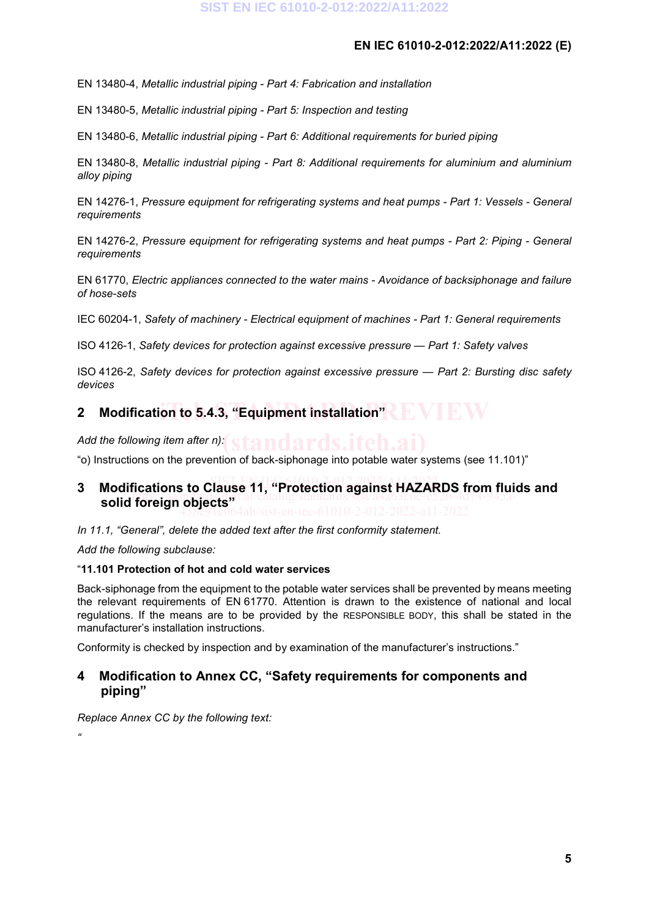EN 13480-4, *Metallic industrial piping - Part 4: Fabrication and installation*

EN 13480-5, *Metallic industrial piping - Part 5: Inspection and testing*

EN 13480-6, *Metallic industrial piping - Part 6: Additional requirements for buried piping*

EN 13480-8, *Metallic industrial piping - Part 8: Additional requirements for aluminium and aluminium alloy piping*

EN 14276-1, *Pressure equipment for refrigerating systems and heat pumps - Part 1: Vessels - General requirements*

EN 14276-2, *Pressure equipment for refrigerating systems and heat pumps - Part 2: Piping - General requirements*

EN 61770, *Electric appliances connected to the water mains - Avoidance of backsiphonage and failure of hose-sets*

IEC 60204-1, *Safety of machinery - Electrical equipment of machines - Part 1: General requirements*

ISO 4126-1, *Safety devices for protection against excessive pressure — Part 1: Safety valves*

ISO 4126-2, *Safety devices for protection against excessive pressure — Part 2: Bursting disc safety devices*

## 2 Modification to 5.4.3, "Equipment installation"

*Add the following item after n):*

"o) Instructions on the prevention of back-siphonage into potable water systems (see 11.101)"

## 3 Modifications to Clause 11, "Protection against HAZARDS from fluids and solid foreign objects"

*In 11.1, "General", delete the added text after the first conformity statement.*

*Add the following subclause:*

"**11.101 Protection of hot and cold water services**

Back-siphonage from the equipment to the potable water services shall be prevented by means meeting the relevant requirements of EN 61770. Attention is drawn to the existence of national and local regulations. If the means are to be provided by the RESPONSIBLE BODY, this shall be stated in the manufacturer's installation instructions.

Conformity is checked by inspection and by examination of the manufacturer's instructions."

## 4 Modification to Annex CC, "Safety requirements for components and piping"

*Replace Annex CC by the following text:*

"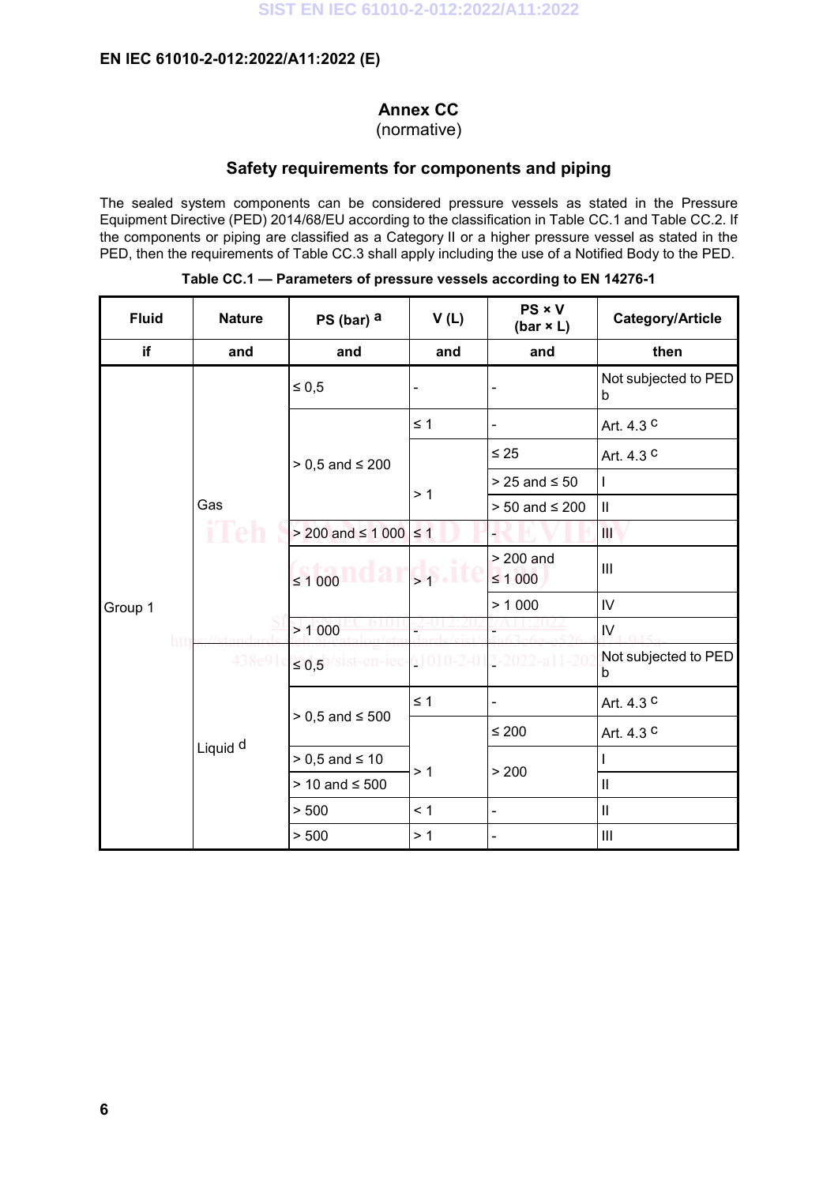# Annex CC
(normative)

## Safety requirements for components and piping

The sealed system components can be considered pressure vessels as stated in the Pressure Equipment Directive (PED) 2014/68/EU according to the classification in Table CC.1 and Table CC.2. If the components or piping are classified as a Category II or a higher pressure vessel as stated in the PED, then the requirements of Table CC.3 shall apply including the use of a Notified Body to the PED.

**Table CC.1 — Parameters of pressure vessels according to EN 14276-1**

| Fluid | Nature | PS (bar) [a] | V (L) | PS × V (bar × L) | Category/Article |
|---|---|---|---|---|---|
| **if** | **and** | **and** | **and** | **and** | **then** |
| Group 1 | Gas | ≤ 0,5 | - | - | Not subjected to PED [b] |
| | | > 0,5 and ≤ 200 | ≤ 1 | - | Art. 4.3 [c] |
| | | | > 1 | ≤ 25 | Art. 4.3 [c] |
| | | | | > 25 and ≤ 50 | I |
| | | | | > 50 and ≤ 200 | II |
| | | > 200 and ≤ 1 000 | ≤ 1 | - | III |
| | | ≤ 1 000 | > 1 | > 200 and ≤ 1 000 | III |
| | | | | > 1 000 | IV |
| | | > 1 000 | - | - | IV |
| | Liquid [d] | ≤ 0,5 | - | - | Not subjected to PED [b] |
| | | > 0,5 and ≤ 500 | ≤ 1 | - | Art. 4.3 [c] |
| | | | > 1 | ≤ 200 | Art. 4.3 [c] |
| | | > 0,5 and ≤ 10 | | > 200 | I |
| | | > 10 and ≤ 500 | | | II |
| | | > 500 | < 1 | - | II |
| | | > 500 | > 1 | - | III |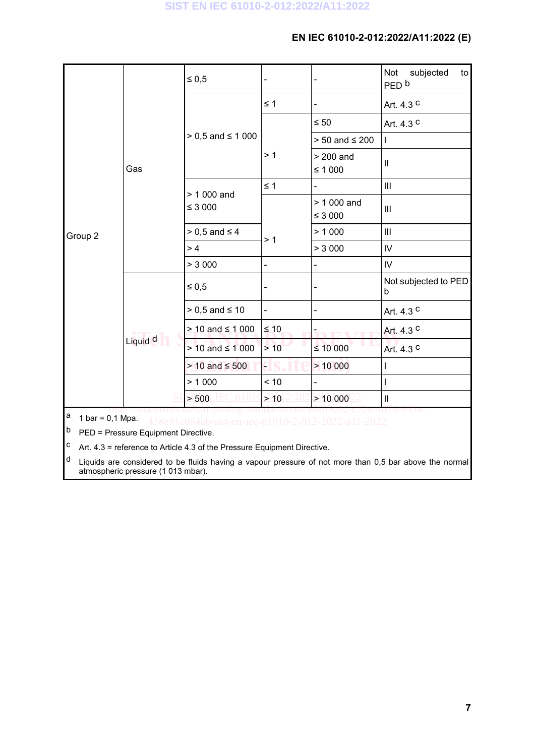| | | | | | |
|---|---|---|---|---|---|
| Group 2 | Gas | ≤ 0,5 | - | - | Not subjected to PED [b] |
| | | > 0,5 and ≤ 1 000 | ≤ 1 | - | Art. 4.3 [c] |
| | | | > 1 | ≤ 50 | Art. 4.3 [c] |
| | | | | > 50 and ≤ 200 | I |
| | | | | > 200 and ≤ 1 000 | II |
| | | > 1 000 and ≤ 3 000 | ≤ 1 | - | III |
| | | | > 1 | > 1 000 and ≤ 3 000 | III |
| | | > 0,5 and ≤ 4 | | > 1 000 | III |
| | | > 4 | | > 3 000 | IV |
| | | > 3 000 | - | - | IV |
| | Liquid [d] | ≤ 0,5 | - | - | Not subjected to PED [b] |
| | | > 0,5 and ≤ 10 | - | - | Art. 4.3 [c] |
| | | > 10 and ≤ 1 000 | ≤ 10 | - | Art. 4.3 [c] |
| | | > 10 and ≤ 1 000 | > 10 | ≤ 10 000 | Art. 4.3 [c] |
| | | > 10 and ≤ 500 | - | > 10 000 | I |
| | | > 1 000 | < 10 | - | I |
| | | > 500 | > 10 | > 10 000 | II |

[a] 1 bar = 0,1 Mpa.

[b] PED = Pressure Equipment Directive.

[c] Art. 4.3 = reference to Article 4.3 of the Pressure Equipment Directive.

[d] Liquids are considered to be fluids having a vapour pressure of not more than 0,5 bar above the normal atmospheric pressure (1 013 mbar).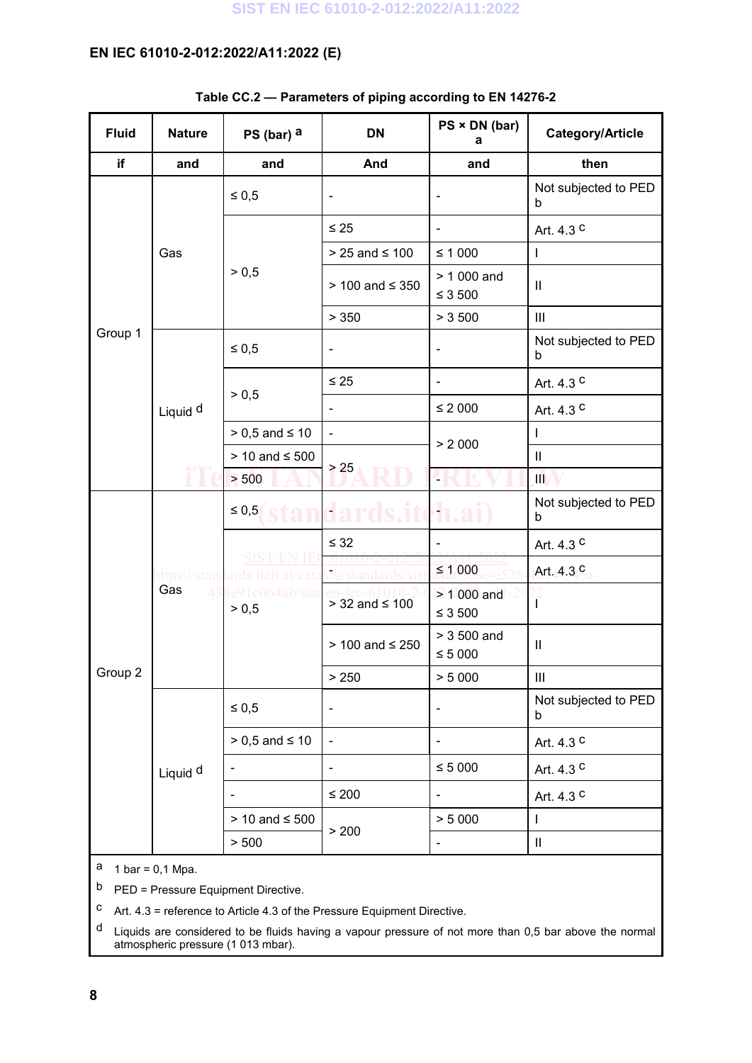**Table CC.2 — Parameters of piping according to EN 14276-2**

| Fluid | Nature | PS (bar) [a] | DN | PS × DN (bar) [a] | Category/Article |
|---|---|---|---|---|---|
| if | and | and | And | and | then |
| Group 1 | Gas | ≤ 0,5 | - | - | Not subjected to PED [b] |
| | | > 0,5 | ≤ 25 | - | Art. 4.3 [c] |
| | | | > 25 and ≤ 100 | ≤ 1 000 | I |
| | | | > 100 and ≤ 350 | > 1 000 and ≤ 3 500 | II |
| | | | > 350 | > 3 500 | III |
| | Liquid [d] | ≤ 0,5 | - | - | Not subjected to PED [b] |
| | | > 0,5 | ≤ 25 | - | Art. 4.3 [c] |
| | | | - | ≤ 2 000 | Art. 4.3 [c] |
| | | > 0,5 and ≤ 10 | - | > 2 000 | I |
| | | > 10 and ≤ 500 | > 25 | | II |
| | | > 500 | | - | III |
| Group 2 | Gas | ≤ 0,5 | - | - | Not subjected to PED [b] |
| | | > 0,5 | ≤ 32 | - | Art. 4.3 [c] |
| | | | - | ≤ 1 000 | Art. 4.3 [c] |
| | | | > 32 and ≤ 100 | > 1 000 and ≤ 3 500 | I |
| | | | > 100 and ≤ 250 | > 3 500 and ≤ 5 000 | II |
| | | | > 250 | > 5 000 | III |
| | Liquid [d] | ≤ 0,5 | - | - | Not subjected to PED [b] |
| | | > 0,5 and ≤ 10 | - | - | Art. 4.3 [c] |
| | | - | - | ≤ 5 000 | Art. 4.3 [c] |
| | | - | ≤ 200 | - | Art. 4.3 [c] |
| | | > 10 and ≤ 500 | > 200 | > 5 000 | I |
| | | > 500 | | - | II |

[a] 1 bar = 0,1 Mpa.

[b] PED = Pressure Equipment Directive.

[c] Art. 4.3 = reference to Article 4.3 of the Pressure Equipment Directive.

[d] Liquids are considered to be fluids having a vapour pressure of not more than 0,5 bar above the normal atmospheric pressure (1 013 mbar).